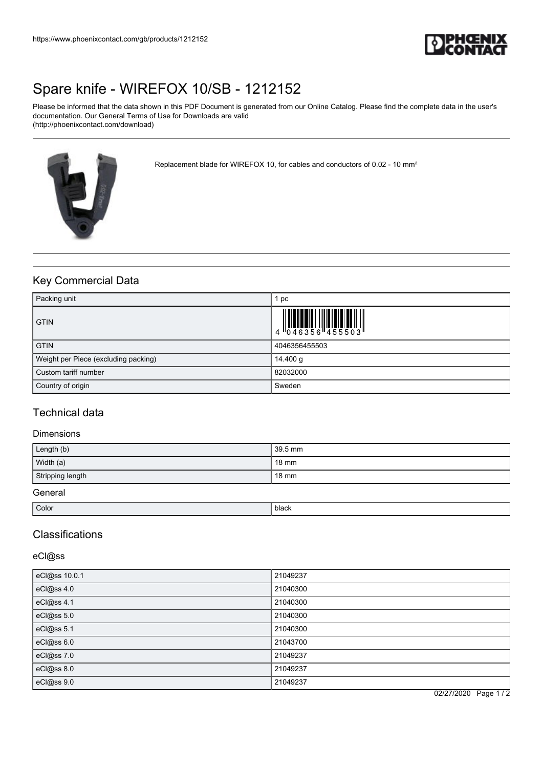# Spare knife - WIREFOX 10/SB - 1212152

Please be informed that the data shown in this PDF Document is generated from our Online Catalog. Please find the complete data in the user's documentation. Our General Terms of Use for Downloads are valid (http://phoenixcontact.com/download)

Replacement blade for WIREFOX 10, for cables and conductors of 0.02 - 10 mm²

## Key Commercial Data

| | |
|---|---|
| Packing unit | 1 pc |
| GTIN | 4 046356 455503 |
| GTIN | 4046356455503 |
| Weight per Piece (excluding packing) | 14.400 g |
| Custom tariff number | 82032000 |
| Country of origin | Sweden |

## Technical data

### Dimensions

| | |
|---|---|
| Length (b) | 39.5 mm |
| Width (a) | 18 mm |
| Stripping length | 18 mm |

### General

| | |
|---|---|
| Color | black |

## Classifications

### eCl@ss

| | |
|---|---|
| eCl@ss 10.0.1 | 21049237 |
| eCl@ss 4.0 | 21040300 |
| eCl@ss 4.1 | 21040300 |
| eCl@ss 5.0 | 21040300 |
| eCl@ss 5.1 | 21040300 |
| eCl@ss 6.0 | 21043700 |
| eCl@ss 7.0 | 21049237 |
| eCl@ss 8.0 | 21049237 |
| eCl@ss 9.0 | 21049237 |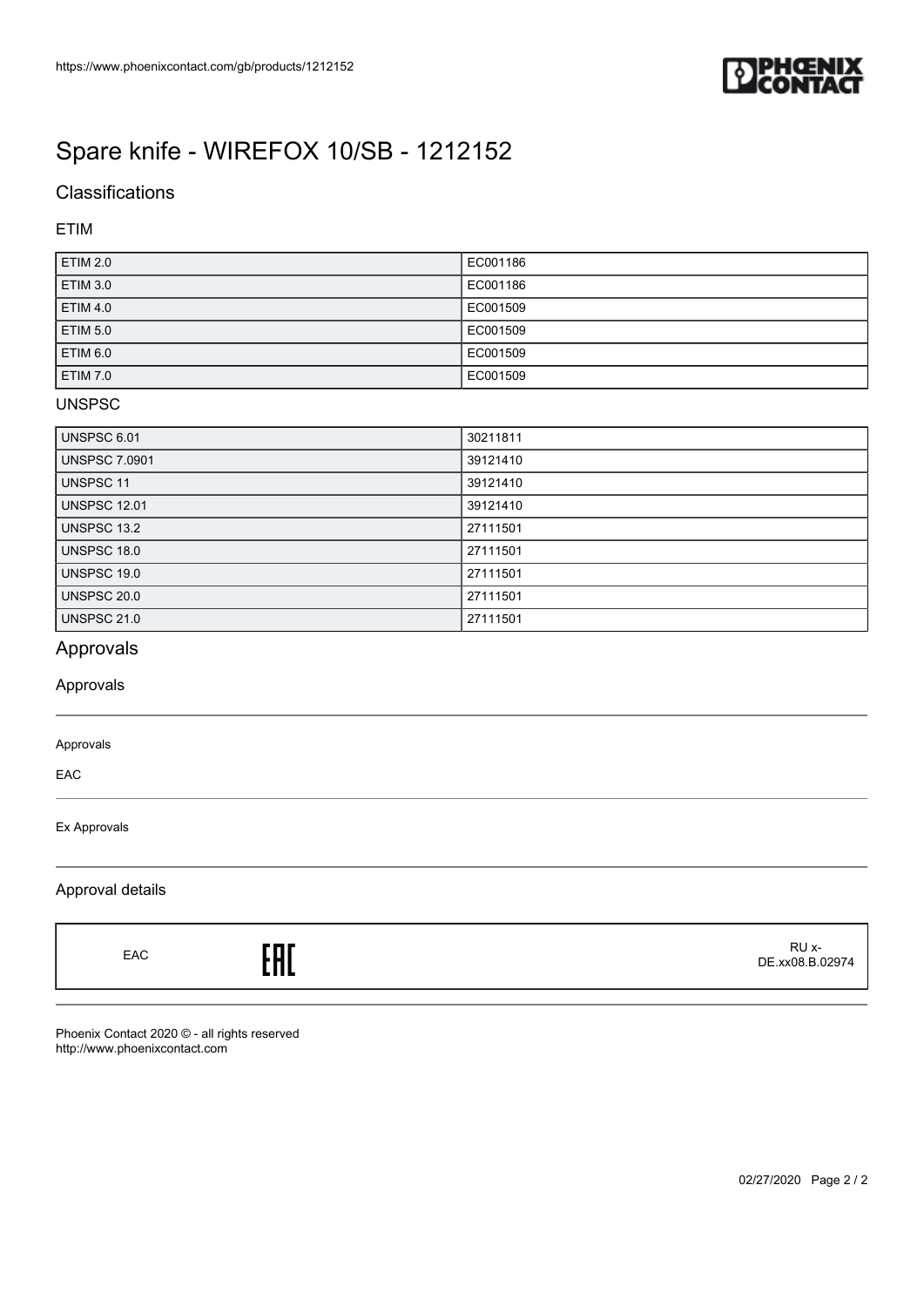# Spare knife - WIREFOX 10/SB - 1212152

## Classifications

### ETIM

| | |
|---|---|
| ETIM 2.0 | EC001186 |
| ETIM 3.0 | EC001186 |
| ETIM 4.0 | EC001509 |
| ETIM 5.0 | EC001509 |
| ETIM 6.0 | EC001509 |
| ETIM 7.0 | EC001509 |

### UNSPSC

| | |
|---|---|
| UNSPSC 6.01 | 30211811 |
| UNSPSC 7.0901 | 39121410 |
| UNSPSC 11 | 39121410 |
| UNSPSC 12.01 | 39121410 |
| UNSPSC 13.2 | 27111501 |
| UNSPSC 18.0 | 27111501 |
| UNSPSC 19.0 | 27111501 |
| UNSPSC 20.0 | 27111501 |
| UNSPSC 21.0 | 27111501 |

## Approvals

### Approvals

Approvals

EAC

Ex Approvals

### Approval details

| | | |
|---|---|---|
| EAC | EAC | RU x-DE.xx08.B.02974 |

Phoenix Contact 2020 © - all rights reserved
http://www.phoenixcontact.com